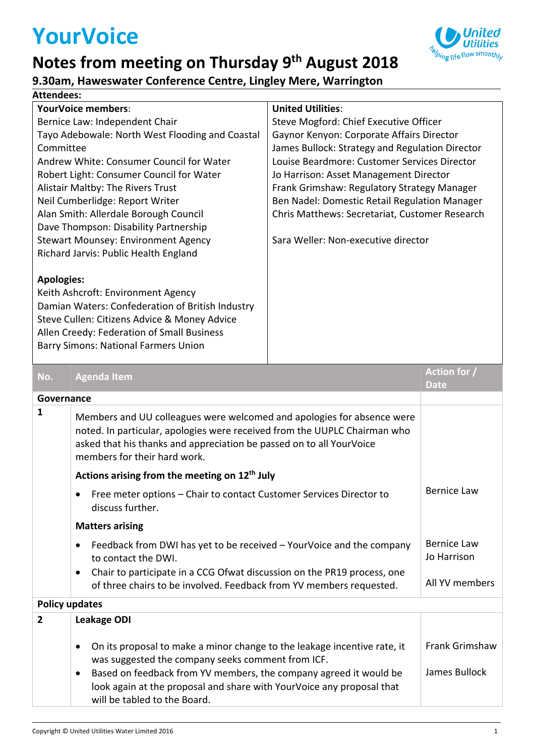# YourVoice

## Notes from meeting on Thursday 9th August 2018

### 9.30am, Haweswater Conference Centre, Lingley Mere, Warrington

**Attendees:**

| YourVoice members: | United Utilities: |
|---|---|
| Bernice Law: Independent Chair | Steve Mogford: Chief Executive Officer |
| Tayo Adebowale: North West Flooding and Coastal Committee | Gaynor Kenyon: Corporate Affairs Director |
| Andrew White: Consumer Council for Water | James Bullock: Strategy and Regulation Director |
| Robert Light: Consumer Council for Water | Louise Beardmore: Customer Services Director |
| Alistair Maltby: The Rivers Trust | Jo Harrison: Asset Management Director |
| Neil Cumberlidge: Report Writer | Frank Grimshaw: Regulatory Strategy Manager |
| Alan Smith: Allerdale Borough Council | Ben Nadel: Domestic Retail Regulation Manager |
| Dave Thompson: Disability Partnership | Chris Matthews: Secretariat, Customer Research |
| Stewart Mounsey: Environment Agency | |
| Richard Jarvis: Public Health England | Sara Weller: Non-executive director |
| | |
| **Apologies:** | |
| Keith Ashcroft: Environment Agency | |
| Damian Waters: Confederation of British Industry | |
| Steve Cullen: Citizens Advice & Money Advice | |
| Allen Creedy: Federation of Small Business | |
| Barry Simons: National Farmers Union | |

| No. | Agenda Item | Action for / Date |
|---|---|---|
| **Governance** | | |
| 1 | Members and UU colleagues were welcomed and apologies for absence were noted. In particular, apologies were received from the UUPLC Chairman who asked that his thanks and appreciation be passed on to all YourVoice members for their hard work. | |
| | **Actions arising from the meeting on 12th July** | |
| | • Free meter options – Chair to contact Customer Services Director to discuss further. | Bernice Law |
| | **Matters arising** | |
| | • Feedback from DWI has yet to be received – YourVoice and the company to contact the DWI. | Bernice Law<br>Jo Harrison |
| | • Chair to participate in a CCG Ofwat discussion on the PR19 process, one of three chairs to be involved. Feedback from YV members requested. | All YV members |
| **Policy updates** | | |
| 2 | **Leakage ODI** | |
| | • On its proposal to make a minor change to the leakage incentive rate, it was suggested the company seeks comment from ICF. | Frank Grimshaw |
| | • Based on feedback from YV members, the company agreed it would be look again at the proposal and share with YourVoice any proposal that will be tabled to the Board. | James Bullock |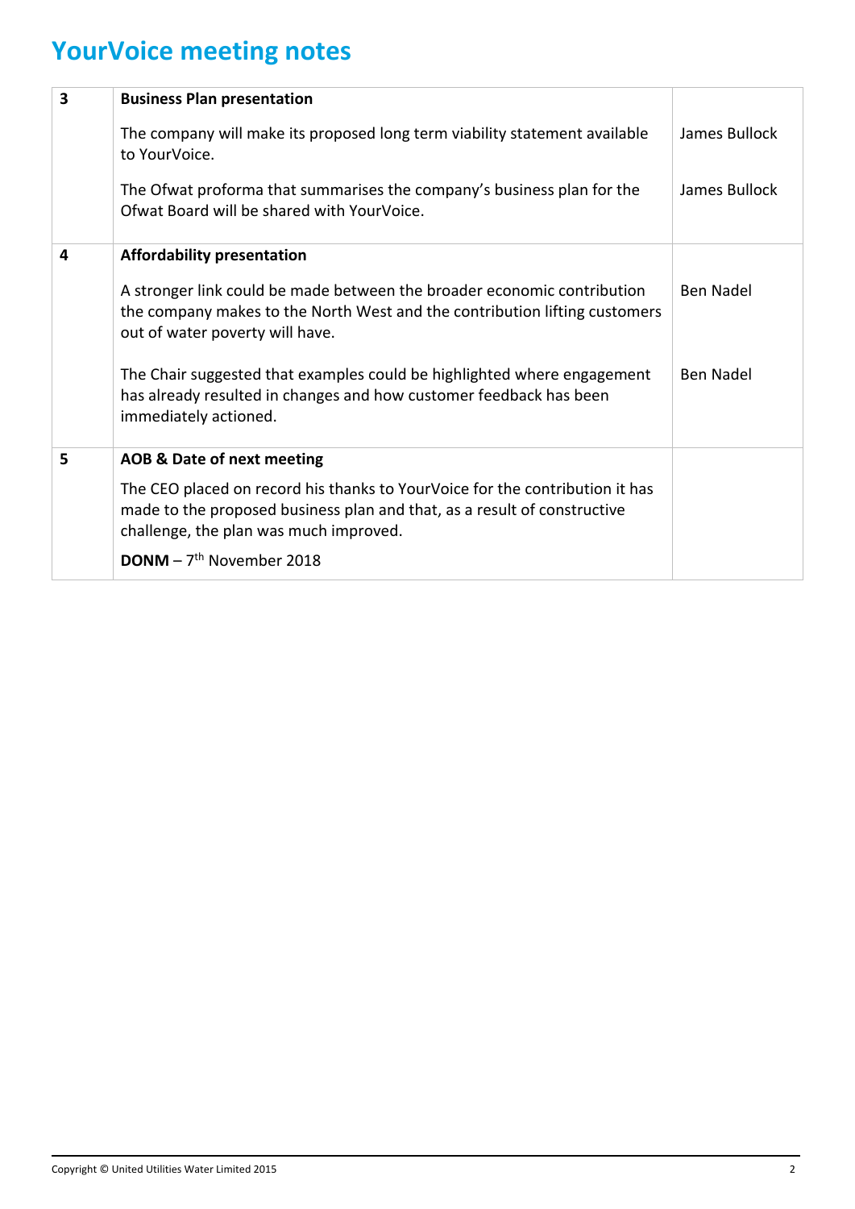# YourVoice meeting notes

| | | |
|---|---|---|
| **3** | **Business Plan presentation** | |
| | The company will make its proposed long term viability statement available to YourVoice. | James Bullock |
| | The Ofwat proforma that summarises the company's business plan for the Ofwat Board will be shared with YourVoice. | James Bullock |
| **4** | **Affordability presentation** | |
| | A stronger link could be made between the broader economic contribution the company makes to the North West and the contribution lifting customers out of water poverty will have. | Ben Nadel |
| | The Chair suggested that examples could be highlighted where engagement has already resulted in changes and how customer feedback has been immediately actioned. | Ben Nadel |
| **5** | **AOB & Date of next meeting** | |
| | The CEO placed on record his thanks to YourVoice for the contribution it has made to the proposed business plan and that, as a result of constructive challenge, the plan was much improved. | |
| | **DONM** – 7th November 2018 | |

Copyright © United Utilities Water Limited 2015